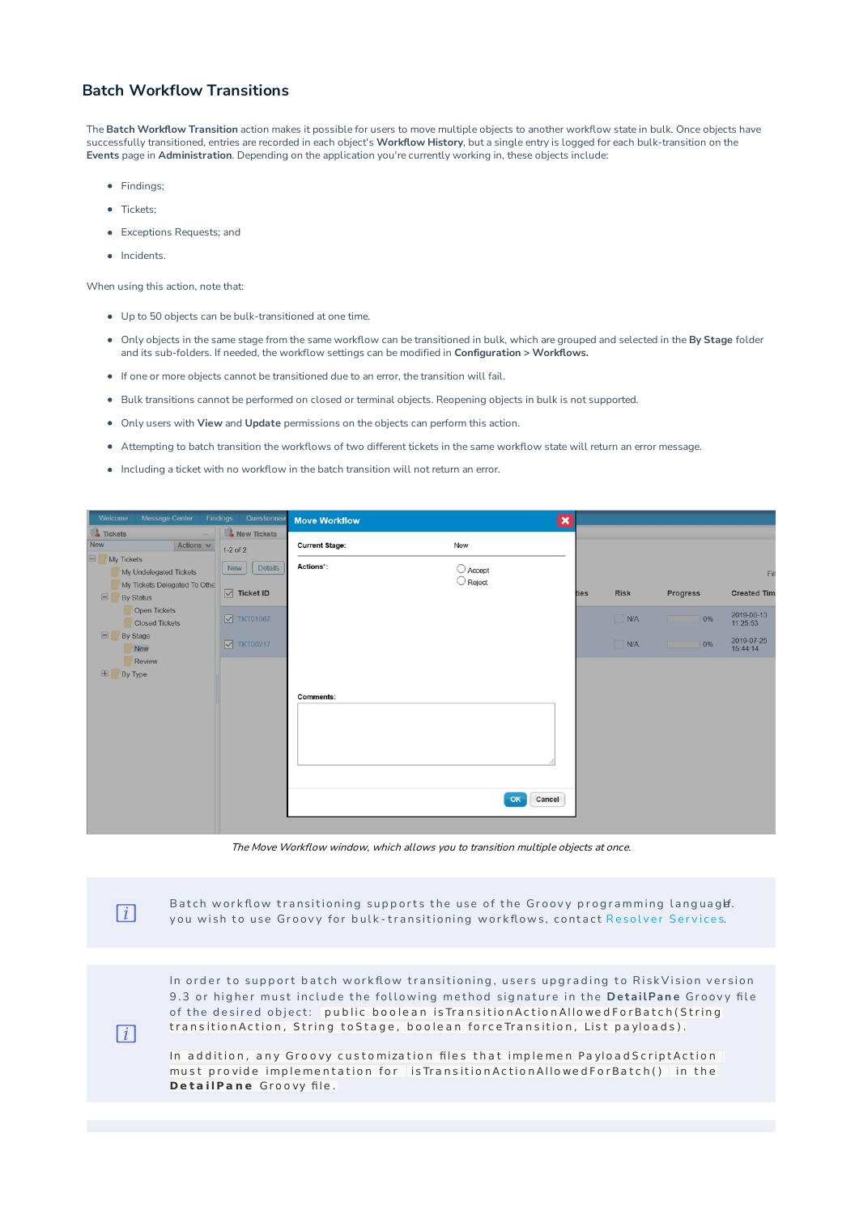## Batch Workflow Transitions

The **Batch Workflow Transition** action makes it possible for users to move multiple objects to another workflow state in bulk. Once objects have successfully transitioned, entries are recorded in each object's **Workflow History**, but a single entry is logged for each bulk-transition on the **Events** page in **Administration**. Depending on the application you're currently working in, these objects include:

- Findings;
- Tickets;
- Exceptions Requests; and
- Incidents.

When using this action, note that:

- Up to 50 objects can be bulk-transitioned at one time.
- Only objects in the same stage from the same workflow can be transitioned in bulk, which are grouped and selected in the **By Stage** folder and its sub-folders. If needed, the workflow settings can be modified in **Configuration > Workflows.**
- If one or more objects cannot be transitioned due to an error, the transition will fail.
- Bulk transitions cannot be performed on closed or terminal objects. Reopening objects in bulk is not supported.
- Only users with **View** and **Update** permissions on the objects can perform this action.
- Attempting to batch transition the workflows of two different tickets in the same workflow state will return an error message.
- Including a ticket with no workflow in the batch transition will not return an error.

*The Move Workflow window, which allows you to transition multiple objects at once.*

> Batch workflow transitioning supports the use of the Groovy programming language. If you wish to use Groovy for bulk-transitioning workflows, contact Resolver Services.

> In order to support batch workflow transitioning, users upgrading to RiskVision version 9.3 or higher must include the following method signature in the **DetailPane** Groovy file of the desired object: `public boolean isTransitionActionAllowedForBatch(String transitionAction, String toStage, boolean forceTransition, List payloads)`.
>
> In addition, any Groovy customization files that implement `PayloadScriptAction` must provide implementation for `isTransitionActionAllowedForBatch()` in the **DetailPane** Groovy file.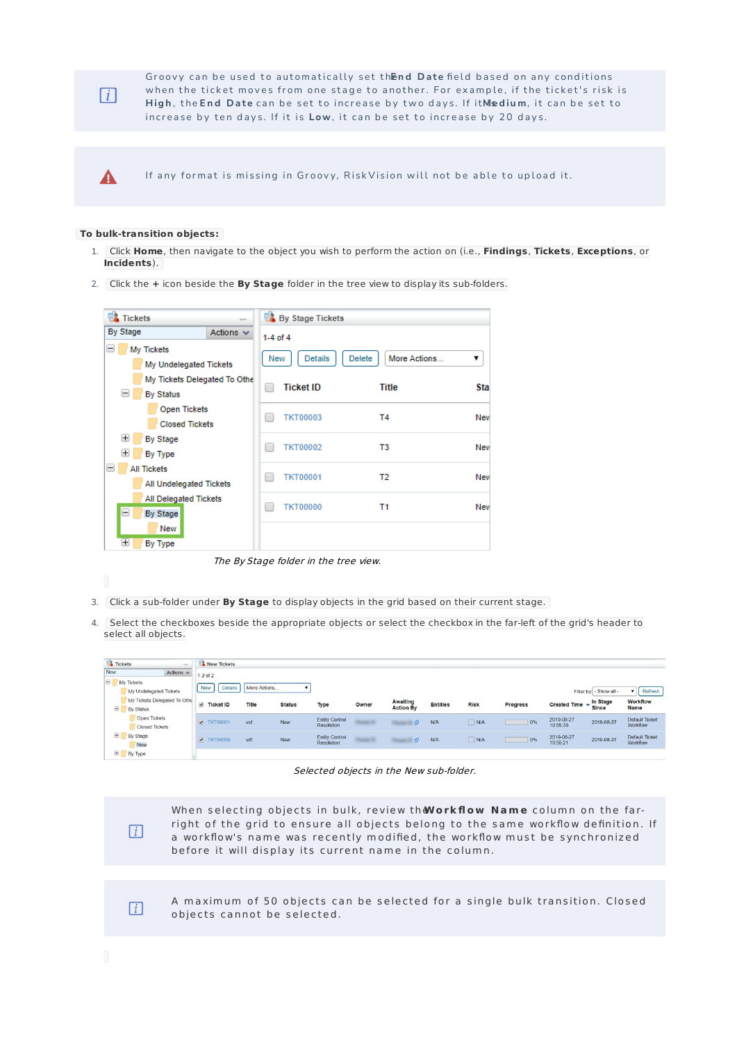> Groovy can be used to automatically set the **End Date** field based on any conditions when the ticket moves from one stage to another. For example, if the ticket's risk is **High**, the **End Date** can be set to increase by two days. If it's **Medium**, it can be set to increase by ten days. If it is **Low**, it can be set to increase by 20 days.

> If any format is missing in Groovy, RiskVision will not be able to upload it.

**To bulk-transition objects:**

1. Click **Home**, then navigate to the object you wish to perform the action on (i.e., **Findings**, **Tickets**, **Exceptions**, or **Incidents**).
2. Click the **+** icon beside the **By Stage** folder in the tree view to display its sub-folders.

*The By Stage folder in the tree view.*

3. Click a sub-folder under **By Stage** to display objects in the grid based on their current stage.
4. Select the checkboxes beside the appropriate objects or select the checkbox in the far-left of the grid's header to select all objects.

*Selected objects in the New sub-folder.*

> When selecting objects in bulk, review the **Workflow Name** column on the far-right of the grid to ensure all objects belong to the same workflow definition. If a workflow's name was recently modified, the workflow must be synchronized before it will display its current name in the column.

> A maximum of 50 objects can be selected for a single bulk transition. Closed objects cannot be selected.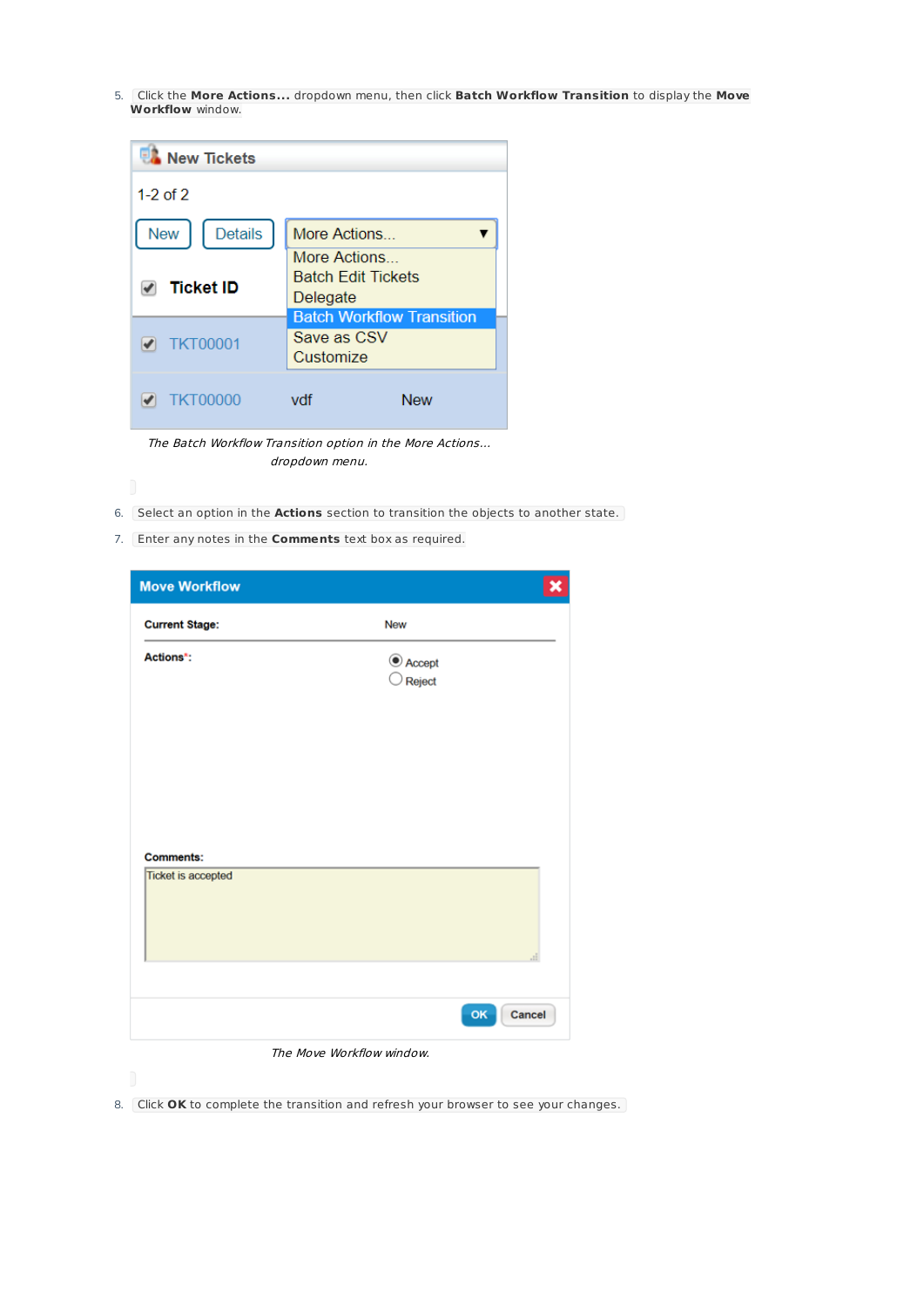5. Click the **More Actions...** dropdown menu, then click **Batch Workflow Transition** to display the **Move Workflow** window.

*The Batch Workflow Transition option in the More Actions... dropdown menu.*

6. Select an option in the **Actions** section to transition the objects to another state.
7. Enter any notes in the **Comments** text box as required.

*The Move Workflow window.*

8. Click **OK** to complete the transition and refresh your browser to see your changes.